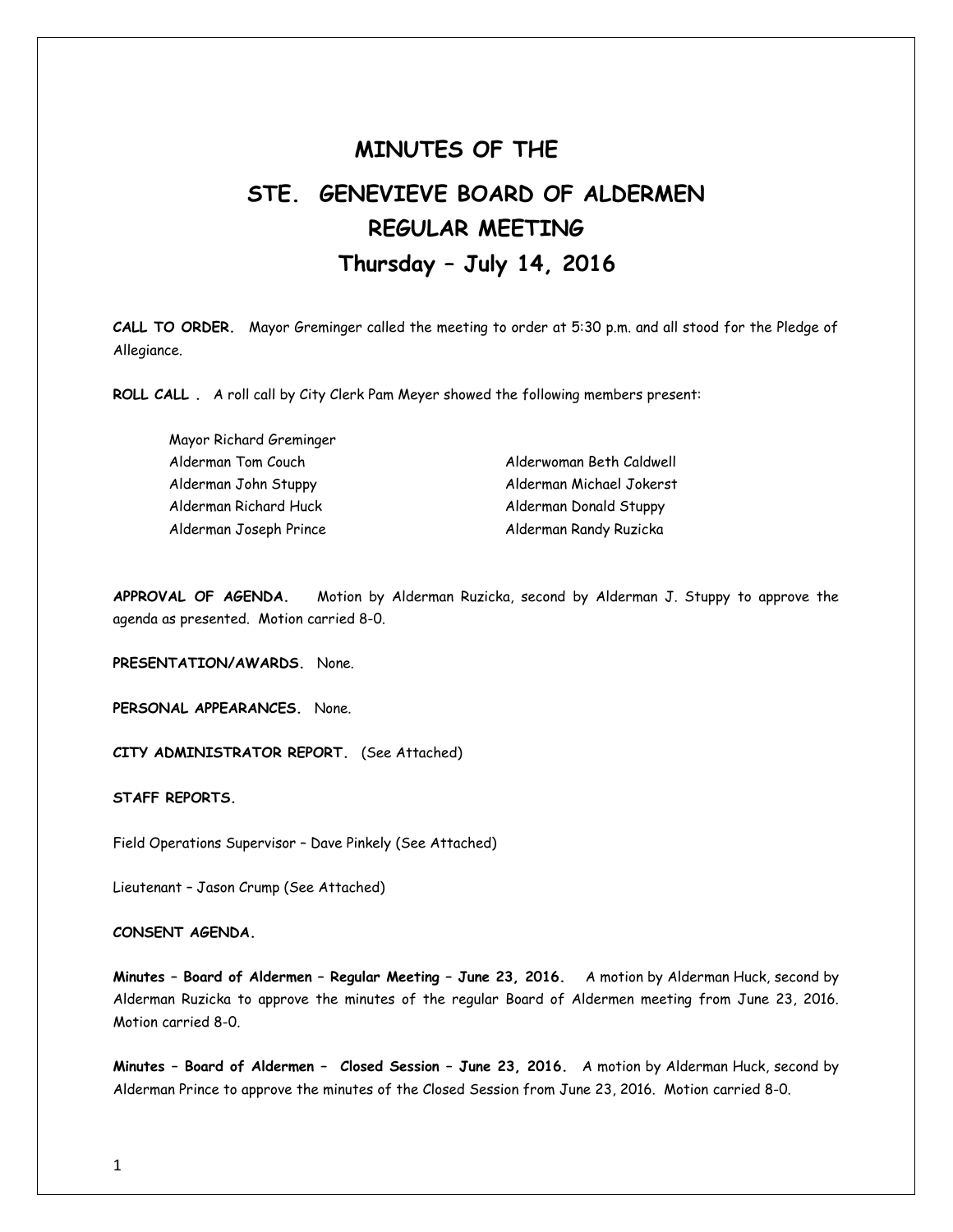# MINUTES OF THE

# STE. GENEVIEVE BOARD OF ALDERMEN

## REGULAR MEETING

## Thursday – July 14, 2016

**CALL TO ORDER.** Mayor Greminger called the meeting to order at 5:30 p.m. and all stood for the Pledge of Allegiance.

**ROLL CALL .** A roll call by City Clerk Pam Meyer showed the following members present:

Mayor Richard Greminger
Alderman Tom Couch
Alderman John Stuppy
Alderman Richard Huck
Alderman Joseph Prince
Alderwoman Beth Caldwell
Alderman Michael Jokerst
Alderman Donald Stuppy
Alderman Randy Ruzicka

**APPROVAL OF AGENDA.** Motion by Alderman Ruzicka, second by Alderman J. Stuppy to approve the agenda as presented. Motion carried 8-0.

**PRESENTATION/AWARDS.** None.

**PERSONAL APPEARANCES.** None.

**CITY ADMINISTRATOR REPORT.** (See Attached)

**STAFF REPORTS.**

Field Operations Supervisor – Dave Pinkely (See Attached)

Lieutenant – Jason Crump (See Attached)

**CONSENT AGENDA.**

**Minutes – Board of Aldermen – Regular Meeting – June 23, 2016.** A motion by Alderman Huck, second by Alderman Ruzicka to approve the minutes of the regular Board of Aldermen meeting from June 23, 2016. Motion carried 8-0.

**Minutes – Board of Aldermen – Closed Session – June 23, 2016.** A motion by Alderman Huck, second by Alderman Prince to approve the minutes of the Closed Session from June 23, 2016. Motion carried 8-0.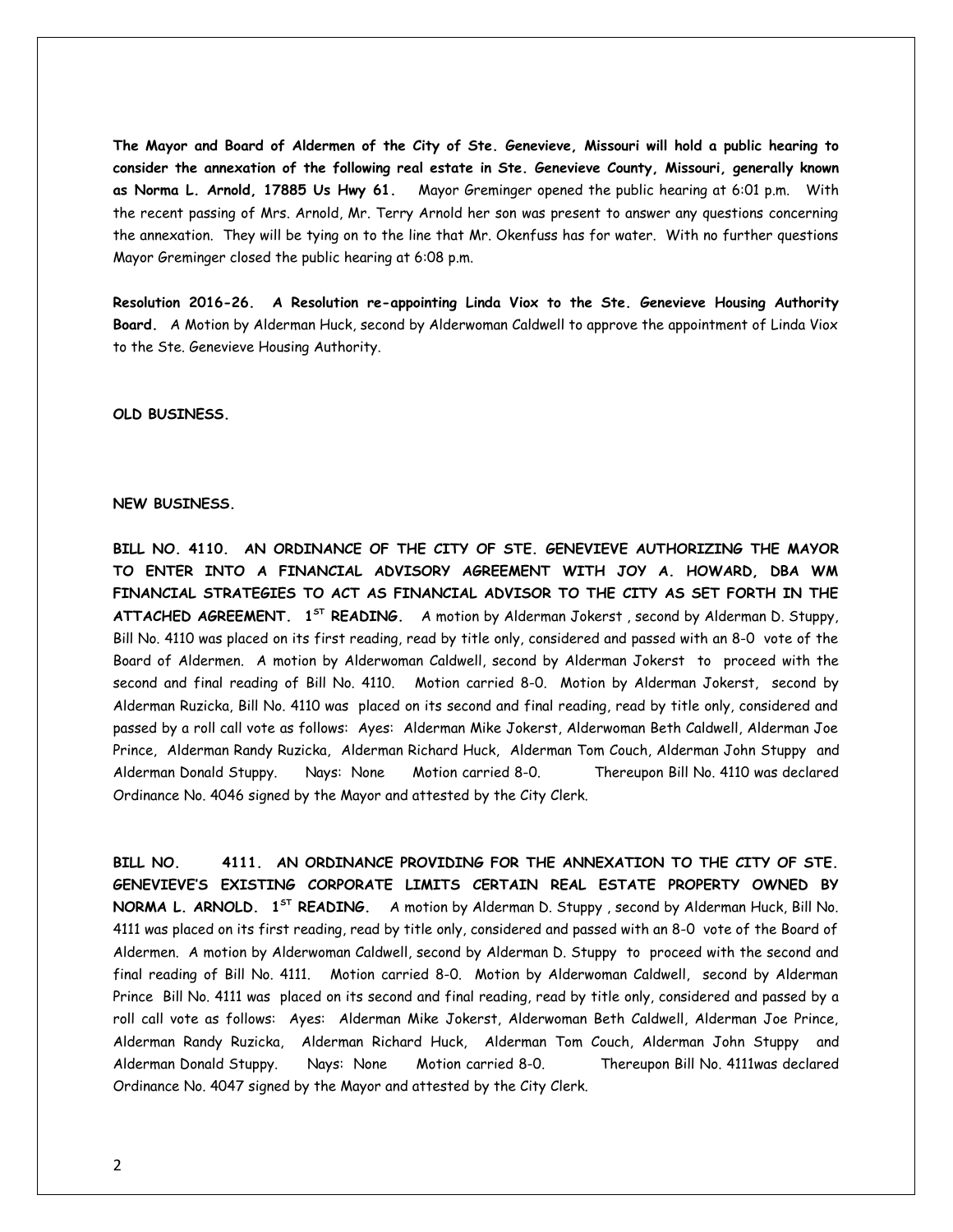**The Mayor and Board of Aldermen of the City of Ste. Genevieve, Missouri will hold a public hearing to consider the annexation of the following real estate in Ste. Genevieve County, Missouri, generally known as Norma L. Arnold, 17885 Us Hwy 61.** Mayor Greminger opened the public hearing at 6:01 p.m. With the recent passing of Mrs. Arnold, Mr. Terry Arnold her son was present to answer any questions concerning the annexation. They will be tying on to the line that Mr. Okenfuss has for water. With no further questions Mayor Greminger closed the public hearing at 6:08 p.m.

**Resolution 2016-26. A Resolution re-appointing Linda Viox to the Ste. Genevieve Housing Authority Board.** A Motion by Alderman Huck, second by Alderwoman Caldwell to approve the appointment of Linda Viox to the Ste. Genevieve Housing Authority.

**OLD BUSINESS.**

**NEW BUSINESS.**

**BILL NO. 4110. AN ORDINANCE OF THE CITY OF STE. GENEVIEVE AUTHORIZING THE MAYOR TO ENTER INTO A FINANCIAL ADVISORY AGREEMENT WITH JOY A. HOWARD, DBA WM FINANCIAL STRATEGIES TO ACT AS FINANCIAL ADVISOR TO THE CITY AS SET FORTH IN THE ATTACHED AGREEMENT. 1ST READING.** A motion by Alderman Jokerst , second by Alderman D. Stuppy, Bill No. 4110 was placed on its first reading, read by title only, considered and passed with an 8-0 vote of the Board of Aldermen. A motion by Alderwoman Caldwell, second by Alderman Jokerst to proceed with the second and final reading of Bill No. 4110. Motion carried 8-0. Motion by Alderman Jokerst, second by Alderman Ruzicka, Bill No. 4110 was placed on its second and final reading, read by title only, considered and passed by a roll call vote as follows: Ayes: Alderman Mike Jokerst, Alderwoman Beth Caldwell, Alderman Joe Prince, Alderman Randy Ruzicka, Alderman Richard Huck, Alderman Tom Couch, Alderman John Stuppy and Alderman Donald Stuppy. Nays: None Motion carried 8-0. Thereupon Bill No. 4110 was declared Ordinance No. 4046 signed by the Mayor and attested by the City Clerk.

**BILL NO. 4111. AN ORDINANCE PROVIDING FOR THE ANNEXATION TO THE CITY OF STE. GENEVIEVE'S EXISTING CORPORATE LIMITS CERTAIN REAL ESTATE PROPERTY OWNED BY NORMA L. ARNOLD. 1ST READING.** A motion by Alderman D. Stuppy , second by Alderman Huck, Bill No. 4111 was placed on its first reading, read by title only, considered and passed with an 8-0 vote of the Board of Aldermen. A motion by Alderwoman Caldwell, second by Alderman D. Stuppy to proceed with the second and final reading of Bill No. 4111. Motion carried 8-0. Motion by Alderwoman Caldwell, second by Alderman Prince Bill No. 4111 was placed on its second and final reading, read by title only, considered and passed by a roll call vote as follows: Ayes: Alderman Mike Jokerst, Alderwoman Beth Caldwell, Alderman Joe Prince, Alderman Randy Ruzicka, Alderman Richard Huck, Alderman Tom Couch, Alderman John Stuppy and Alderman Donald Stuppy. Nays: None Motion carried 8-0. Thereupon Bill No. 4111was declared Ordinance No. 4047 signed by the Mayor and attested by the City Clerk.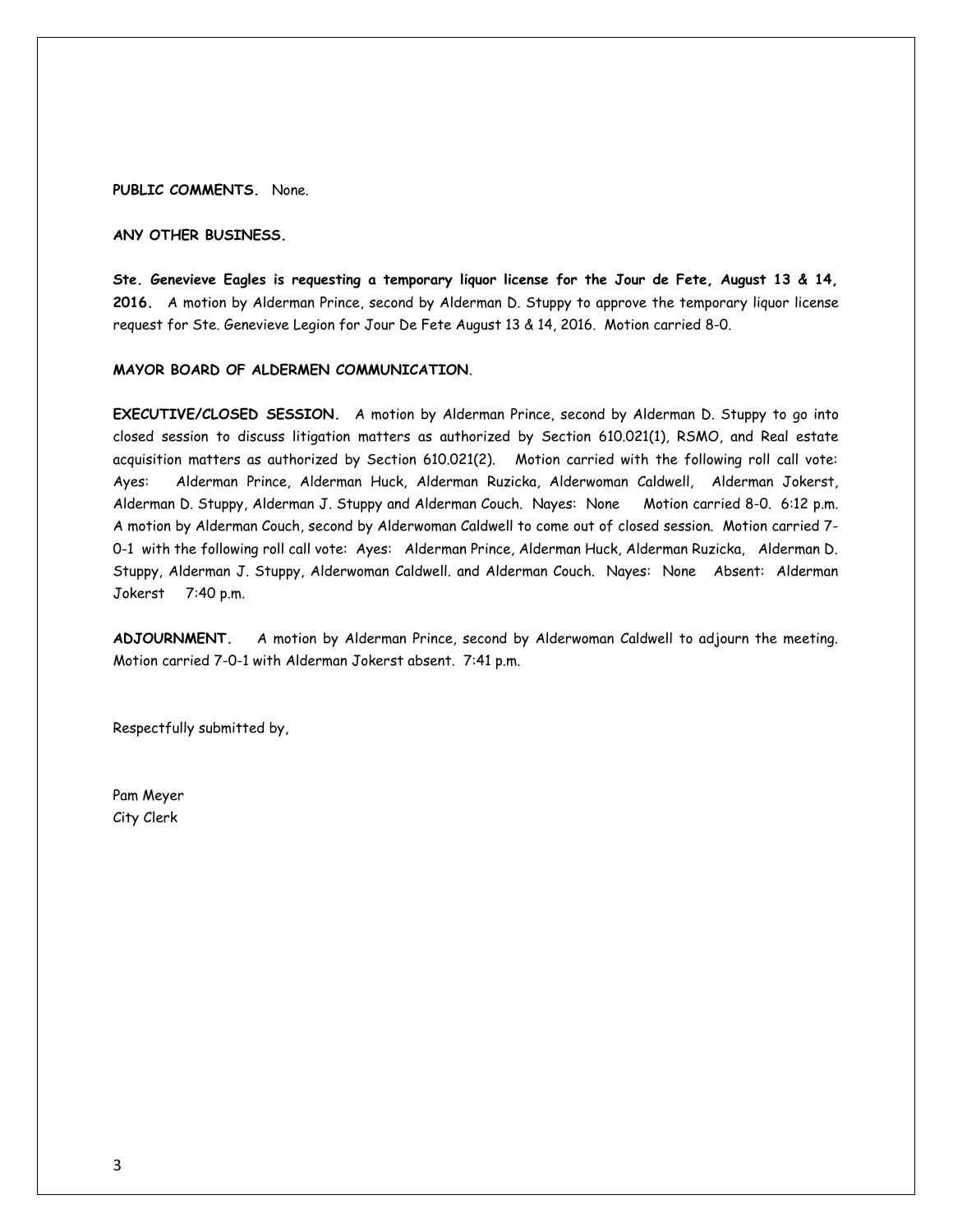**PUBLIC COMMENTS.** None.

**ANY OTHER BUSINESS.**

**Ste. Genevieve Eagles is requesting a temporary liquor license for the Jour de Fete, August 13 & 14, 2016.** A motion by Alderman Prince, second by Alderman D. Stuppy to approve the temporary liquor license request for Ste. Genevieve Legion for Jour De Fete August 13 & 14, 2016. Motion carried 8-0.

**MAYOR BOARD OF ALDERMEN COMMUNICATION**.

**EXECUTIVE/CLOSED SESSION.** A motion by Alderman Prince, second by Alderman D. Stuppy to go into closed session to discuss litigation matters as authorized by Section 610.021(1), RSMO, and Real estate acquisition matters as authorized by Section 610.021(2). Motion carried with the following roll call vote: Ayes: Alderman Prince, Alderman Huck, Alderman Ruzicka, Alderwoman Caldwell, Alderman Jokerst, Alderman D. Stuppy, Alderman J. Stuppy and Alderman Couch. Nayes: None Motion carried 8-0. 6:12 p.m. A motion by Alderman Couch, second by Alderwoman Caldwell to come out of closed session. Motion carried 7-0-1 with the following roll call vote: Ayes: Alderman Prince, Alderman Huck, Alderman Ruzicka, Alderman D. Stuppy, Alderman J. Stuppy, Alderwoman Caldwell. and Alderman Couch. Nayes: None Absent: Alderman Jokerst 7:40 p.m.

**ADJOURNMENT.** A motion by Alderman Prince, second by Alderwoman Caldwell to adjourn the meeting. Motion carried 7-0-1 with Alderman Jokerst absent. 7:41 p.m.

Respectfully submitted by,

Pam Meyer
City Clerk